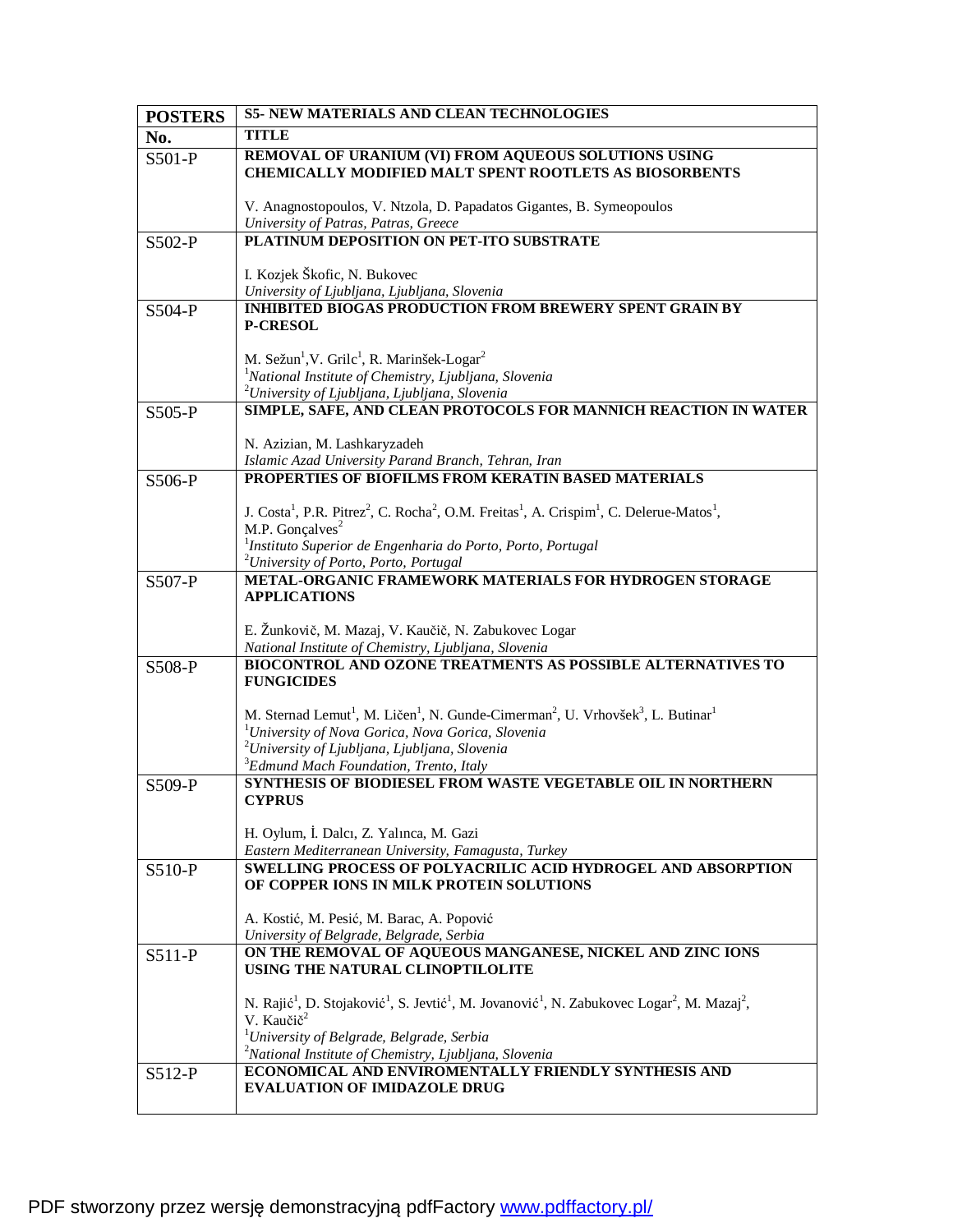| POSTERS | S5- NEW MATERIALS AND CLEAN TECHNOLOGIES |
|---|---|
| **No.** | **TITLE** |
| S501-P | **REMOVAL OF URANIUM (VI) FROM AQUEOUS SOLUTIONS USING CHEMICALLY MODIFIED MALT SPENT ROOTLETS AS BIOSORBENTS**<br><br>V. Anagnostopoulos, V. Ntzola, D. Papadatos Gigantes, B. Symeopoulos<br>*University of Patras, Patras, Greece* |
| S502-P | **PLATINUM DEPOSITION ON PET-ITO SUBSTRATE**<br><br>I. Kozjek Škofic, N. Bukovec<br>*University of Ljubljana, Ljubljana, Slovenia* |
| S504-P | **INHIBITED BIOGAS PRODUCTION FROM BREWERY SPENT GRAIN BY P-CRESOL**<br><br>M. Sežun[1], V. Grilc[1], R. Marinšek-Logar[2]<br>[1]*National Institute of Chemistry, Ljubljana, Slovenia*<br>[2]*University of Ljubljana, Ljubljana, Slovenia* |
| S505-P | **SIMPLE, SAFE, AND CLEAN PROTOCOLS FOR MANNICH REACTION IN WATER**<br><br>N. Azizian, M. Lashkaryzadeh<br>*Islamic Azad University Parand Branch, Tehran, Iran* |
| S506-P | **PROPERTIES OF BIOFILMS FROM KERATIN BASED MATERIALS**<br><br>J. Costa[1], P.R. Pitrez[2], C. Rocha[2], O.M. Freitas[1], A. Crispim[1], C. Delerue-Matos[1], M.P. Gonçalves[2]<br>[1]*Instituto Superior de Engenharia do Porto, Porto, Portugal*<br>[2]*University of Porto, Porto, Portugal* |
| S507-P | **METAL-ORGANIC FRAMEWORK MATERIALS FOR HYDROGEN STORAGE APPLICATIONS**<br><br>E. Žunkovič, M. Mazaj, V. Kaučič, N. Zabukovec Logar<br>*National Institute of Chemistry, Ljubljana, Slovenia* |
| S508-P | **BIOCONTROL AND OZONE TREATMENTS AS POSSIBLE ALTERNATIVES TO FUNGICIDES**<br><br>M. Sternad Lemut[1], M. Ličen[1], N. Gunde-Cimerman[2], U. Vrhovšek[3], L. Butinar[1]<br>[1]*University of Nova Gorica, Nova Gorica, Slovenia*<br>[2]*University of Ljubljana, Ljubljana, Slovenia*<br>[3]*Edmund Mach Foundation, Trento, Italy* |
| S509-P | **SYNTHESIS OF BIODIESEL FROM WASTE VEGETABLE OIL IN NORTHERN CYPRUS**<br><br>H. Oylum, İ. Dalcı, Z. Yalınca, M. Gazi<br>*Eastern Mediterranean University, Famagusta, Turkey* |
| S510-P | **SWELLING PROCESS OF POLYACRILIC ACID HYDROGEL AND ABSORPTION OF COPPER IONS IN MILK PROTEIN SOLUTIONS**<br><br>A. Kostić, M. Pesić, M. Barac, A. Popović<br>*University of Belgrade, Belgrade, Serbia* |
| S511-P | **ON THE REMOVAL OF AQUEOUS MANGANESE, NICKEL AND ZINC IONS USING THE NATURAL CLINOPTILOLITE**<br><br>N. Rajić[1], D. Stojaković[1], S. Jevtić[1], M. Jovanović[1], N. Zabukovec Logar[2], M. Mazaj[2], V. Kaučič[2]<br>[1]*University of Belgrade, Belgrade, Serbia*<br>[2]*National Institute of Chemistry, Ljubljana, Slovenia* |
| S512-P | **ECONOMICAL AND ENVIROMENTALLY FRIENDLY SYNTHESIS AND EVALUATION OF IMIDAZOLE DRUG** |

PDF stworzony przez wersję demonstracyjną pdfFactory www.pdffactory.pl/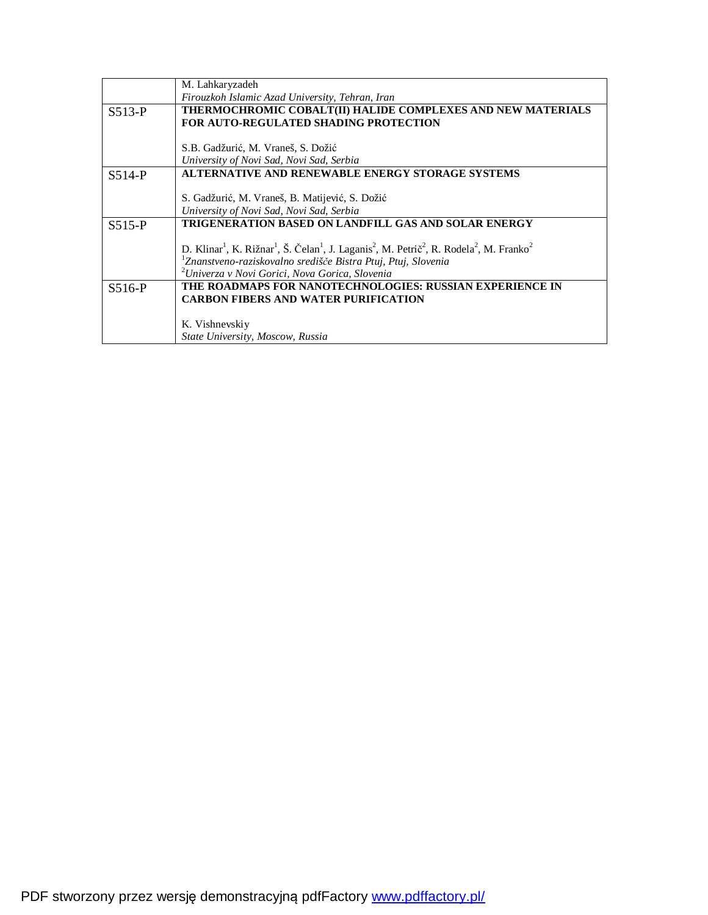| | |
|---|---|
| | M. Lahkaryzadeh<br>*Firouzkoh Islamic Azad University, Tehran, Iran* |
| S513-P | **THERMOCHROMIC COBALT(II) HALIDE COMPLEXES AND NEW MATERIALS FOR AUTO-REGULATED SHADING PROTECTION**<br><br>S.B. Gadžurić, M. Vraneš, S. Dožić<br>*University of Novi Sad, Novi Sad, Serbia* |
| S514-P | **ALTERNATIVE AND RENEWABLE ENERGY STORAGE SYSTEMS**<br><br>S. Gadžurić, M. Vraneš, B. Matijević, S. Dožić<br>*University of Novi Sad, Novi Sad, Serbia* |
| S515-P | **TRIGENERATION BASED ON LANDFILL GAS AND SOLAR ENERGY**<br><br>D. Klinar[1], K. Rižnar[1], Š. Čelan[1], J. Laganis[2], M. Petrič[2], R. Rodela[2], M. Franko[2]<br>[1]*Znanstveno-raziskovalno središče Bistra Ptuj, Ptuj, Slovenia*<br>[2]*Univerza v Novi Gorici, Nova Gorica, Slovenia* |
| S516-P | **THE ROADMAPS FOR NANOTECHNOLOGIES: RUSSIAN EXPERIENCE IN CARBON FIBERS AND WATER PURIFICATION**<br><br>K. Vishnevskiy<br>*State University, Moscow, Russia* |

PDF stworzony przez wersję demonstracyjną pdfFactory www.pdffactory.pl/